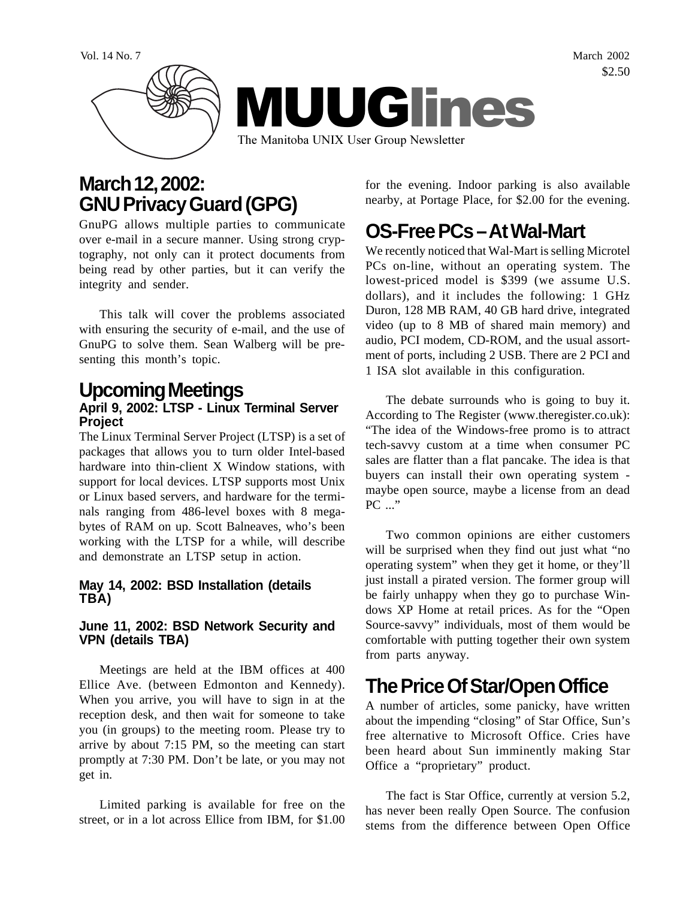Vol. 14 No. 7 March 2002 $2.50

# MUUGlines

The Manitoba UNIX User Group Newsletter

## March 12, 2002: GNU Privacy Guard (GPG)

GnuPG allows multiple parties to communicate over e-mail in a secure manner. Using strong cryptography, not only can it protect documents from being read by other parties, but it can verify the integrity and sender.

This talk will cover the problems associated with ensuring the security of e-mail, and the use of GnuPG to solve them. Sean Walberg will be presenting this month's topic.

## Upcoming Meetings

### April 9, 2002: LTSP - Linux Terminal Server Project

The Linux Terminal Server Project (LTSP) is a set of packages that allows you to turn older Intel-based hardware into thin-client X Window stations, with support for local devices. LTSP supports most Unix or Linux based servers, and hardware for the terminals ranging from 486-level boxes with 8 megabytes of RAM on up. Scott Balneaves, who's been working with the LTSP for a while, will describe and demonstrate an LTSP setup in action.

### May 14, 2002: BSD Installation (details TBA)

### June 11, 2002: BSD Network Security and VPN (details TBA)

Meetings are held at the IBM offices at 400 Ellice Ave. (between Edmonton and Kennedy). When you arrive, you will have to sign in at the reception desk, and then wait for someone to take you (in groups) to the meeting room. Please try to arrive by about 7:15 PM, so the meeting can start promptly at 7:30 PM. Don't be late, or you may not get in.

Limited parking is available for free on the street, or in a lot across Ellice from IBM, for $1.00 for the evening. Indoor parking is also available nearby, at Portage Place, for $2.00 for the evening.

## OS-Free PCs – At Wal-Mart

We recently noticed that Wal-Mart is selling Microtel PCs on-line, without an operating system. The lowest-priced model is $399 (we assume U.S. dollars), and it includes the following: 1 GHz Duron, 128 MB RAM, 40 GB hard drive, integrated video (up to 8 MB of shared main memory) and audio, PCI modem, CD-ROM, and the usual assortment of ports, including 2 USB. There are 2 PCI and 1 ISA slot available in this configuration.

The debate surrounds who is going to buy it. According to The Register (www.theregister.co.uk): "The idea of the Windows-free promo is to attract tech-savvy custom at a time when consumer PC sales are flatter than a flat pancake. The idea is that buyers can install their own operating system - maybe open source, maybe a license from an dead PC ..."

Two common opinions are either customers will be surprised when they find out just what "no operating system" when they get it home, or they'll just install a pirated version. The former group will be fairly unhappy when they go to purchase Windows XP Home at retail prices. As for the "Open Source-savvy" individuals, most of them would be comfortable with putting together their own system from parts anyway.

## The Price Of Star/Open Office

A number of articles, some panicky, have written about the impending "closing" of Star Office, Sun's free alternative to Microsoft Office. Cries have been heard about Sun imminently making Star Office a "proprietary" product.

The fact is Star Office, currently at version 5.2, has never been really Open Source. The confusion stems from the difference between Open Office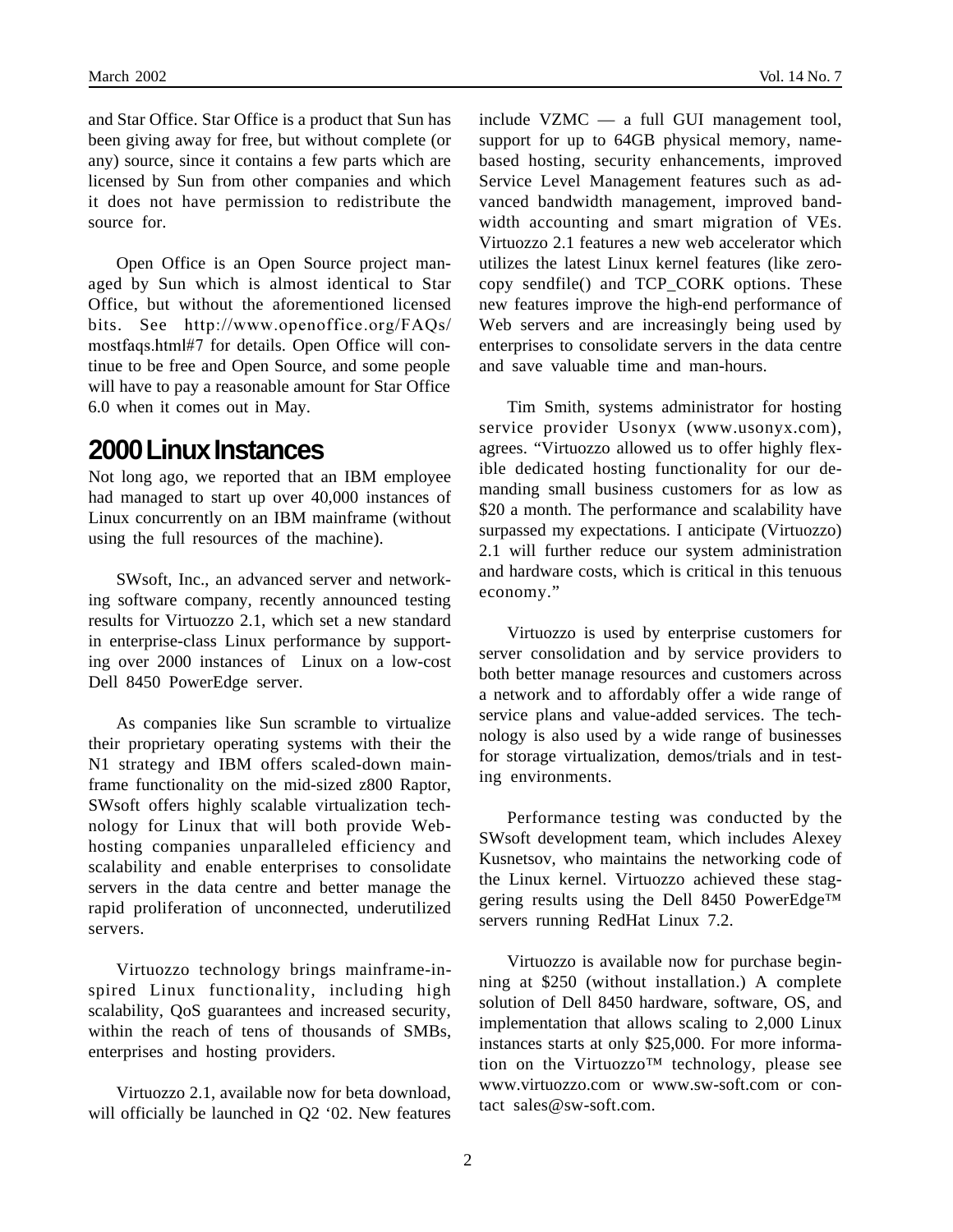and Star Office. Star Office is a product that Sun has been giving away for free, but without complete (or any) source, since it contains a few parts which are licensed by Sun from other companies and which it does not have permission to redistribute the source for.

Open Office is an Open Source project managed by Sun which is almost identical to Star Office, but without the aforementioned licensed bits. See http://www.openoffice.org/FAQs/mostfaqs.html#7 for details. Open Office will continue to be free and Open Source, and some people will have to pay a reasonable amount for Star Office 6.0 when it comes out in May.

## 2000 Linux Instances

Not long ago, we reported that an IBM employee had managed to start up over 40,000 instances of Linux concurrently on an IBM mainframe (without using the full resources of the machine).

SWsoft, Inc., an advanced server and networking software company, recently announced testing results for Virtuozzo 2.1, which set a new standard in enterprise-class Linux performance by supporting over 2000 instances of Linux on a low-cost Dell 8450 PowerEdge server.

As companies like Sun scramble to virtualize their proprietary operating systems with their the N1 strategy and IBM offers scaled-down mainframe functionality on the mid-sized z800 Raptor, SWsoft offers highly scalable virtualization technology for Linux that will both provide Web-hosting companies unparalleled efficiency and scalability and enable enterprises to consolidate servers in the data centre and better manage the rapid proliferation of unconnected, underutilized servers.

Virtuozzo technology brings mainframe-inspired Linux functionality, including high scalability, QoS guarantees and increased security, within the reach of tens of thousands of SMBs, enterprises and hosting providers.

Virtuozzo 2.1, available now for beta download, will officially be launched in Q2 '02. New features include VZMC — a full GUI management tool, support for up to 64GB physical memory, name-based hosting, security enhancements, improved Service Level Management features such as advanced bandwidth management, improved bandwidth accounting and smart migration of VEs. Virtuozzo 2.1 features a new web accelerator which utilizes the latest Linux kernel features (like zero-copy sendfile() and TCP_CORK options. These new features improve the high-end performance of Web servers and are increasingly being used by enterprises to consolidate servers in the data centre and save valuable time and man-hours.

Tim Smith, systems administrator for hosting service provider Usonyx (www.usonyx.com), agrees. "Virtuozzo allowed us to offer highly flexible dedicated hosting functionality for our demanding small business customers for as low as $20 a month. The performance and scalability have surpassed my expectations. I anticipate (Virtuozzo) 2.1 will further reduce our system administration and hardware costs, which is critical in this tenuous economy."

Virtuozzo is used by enterprise customers for server consolidation and by service providers to both better manage resources and customers across a network and to affordably offer a wide range of service plans and value-added services. The technology is also used by a wide range of businesses for storage virtualization, demos/trials and in testing environments.

Performance testing was conducted by the SWsoft development team, which includes Alexey Kusnetsov, who maintains the networking code of the Linux kernel. Virtuozzo achieved these staggering results using the Dell 8450 PowerEdge™ servers running RedHat Linux 7.2.

Virtuozzo is available now for purchase beginning at $250 (without installation.) A complete solution of Dell 8450 hardware, software, OS, and implementation that allows scaling to 2,000 Linux instances starts at only $25,000. For more information on the Virtuozzo™ technology, please see www.virtuozzo.com or www.sw-soft.com or contact sales@sw-soft.com.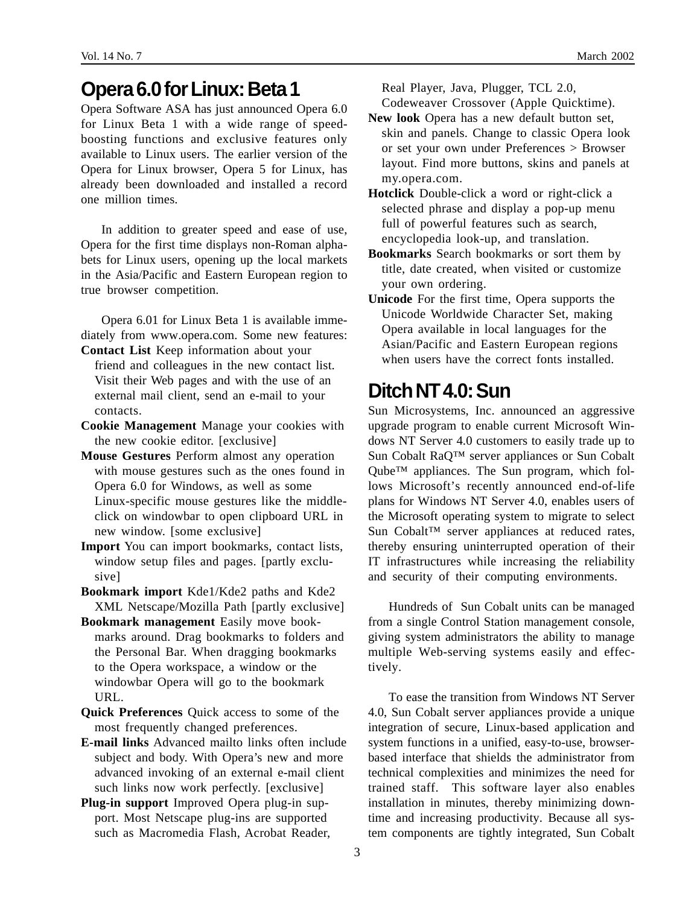## Opera 6.0 for Linux: Beta 1

Opera Software ASA has just announced Opera 6.0 for Linux Beta 1 with a wide range of speed-boosting functions and exclusive features only available to Linux users. The earlier version of the Opera for Linux browser, Opera 5 for Linux, has already been downloaded and installed a record one million times.

In addition to greater speed and ease of use, Opera for the first time displays non-Roman alphabets for Linux users, opening up the local markets in the Asia/Pacific and Eastern European region to true browser competition.

Opera 6.01 for Linux Beta 1 is available immediately from www.opera.com. Some new features:

**Contact List** Keep information about your friend and colleagues in the new contact list. Visit their Web pages and with the use of an external mail client, send an e-mail to your contacts.

**Cookie Management** Manage your cookies with the new cookie editor. [exclusive]

**Mouse Gestures** Perform almost any operation with mouse gestures such as the ones found in Opera 6.0 for Windows, as well as some Linux-specific mouse gestures like the middle-click on windowbar to open clipboard URL in new window. [some exclusive]

**Import** You can import bookmarks, contact lists, window setup files and pages. [partly exclusive]

**Bookmark import** Kde1/Kde2 paths and Kde2 XML Netscape/Mozilla Path [partly exclusive]

**Bookmark management** Easily move bookmarks around. Drag bookmarks to folders and the Personal Bar. When dragging bookmarks to the Opera workspace, a window or the windowbar Opera will go to the bookmark URL.

**Quick Preferences** Quick access to some of the most frequently changed preferences.

**E-mail links** Advanced mailto links often include subject and body. With Opera's new and more advanced invoking of an external e-mail client such links now work perfectly. [exclusive]

**Plug-in support** Improved Opera plug-in support. Most Netscape plug-ins are supported such as Macromedia Flash, Acrobat Reader, Real Player, Java, Plugger, TCL 2.0, Codeweaver Crossover (Apple Quicktime).

**New look** Opera has a new default button set, skin and panels. Change to classic Opera look or set your own under Preferences > Browser layout. Find more buttons, skins and panels at my.opera.com.

**Hotclick** Double-click a word or right-click a selected phrase and display a pop-up menu full of powerful features such as search, encyclopedia look-up, and translation.

**Bookmarks** Search bookmarks or sort them by title, date created, when visited or customize your own ordering.

**Unicode** For the first time, Opera supports the Unicode Worldwide Character Set, making Opera available in local languages for the Asian/Pacific and Eastern European regions when users have the correct fonts installed.

## Ditch NT 4.0: Sun

Sun Microsystems, Inc. announced an aggressive upgrade program to enable current Microsoft Windows NT Server 4.0 customers to easily trade up to Sun Cobalt RaQ™ server appliances or Sun Cobalt Qube™ appliances. The Sun program, which follows Microsoft's recently announced end-of-life plans for Windows NT Server 4.0, enables users of the Microsoft operating system to migrate to select Sun Cobalt™ server appliances at reduced rates, thereby ensuring uninterrupted operation of their IT infrastructures while increasing the reliability and security of their computing environments.

Hundreds of Sun Cobalt units can be managed from a single Control Station management console, giving system administrators the ability to manage multiple Web-serving systems easily and effectively.

To ease the transition from Windows NT Server 4.0, Sun Cobalt server appliances provide a unique integration of secure, Linux-based application and system functions in a unified, easy-to-use, browser-based interface that shields the administrator from technical complexities and minimizes the need for trained staff. This software layer also enables installation in minutes, thereby minimizing downtime and increasing productivity. Because all system components are tightly integrated, Sun Cobalt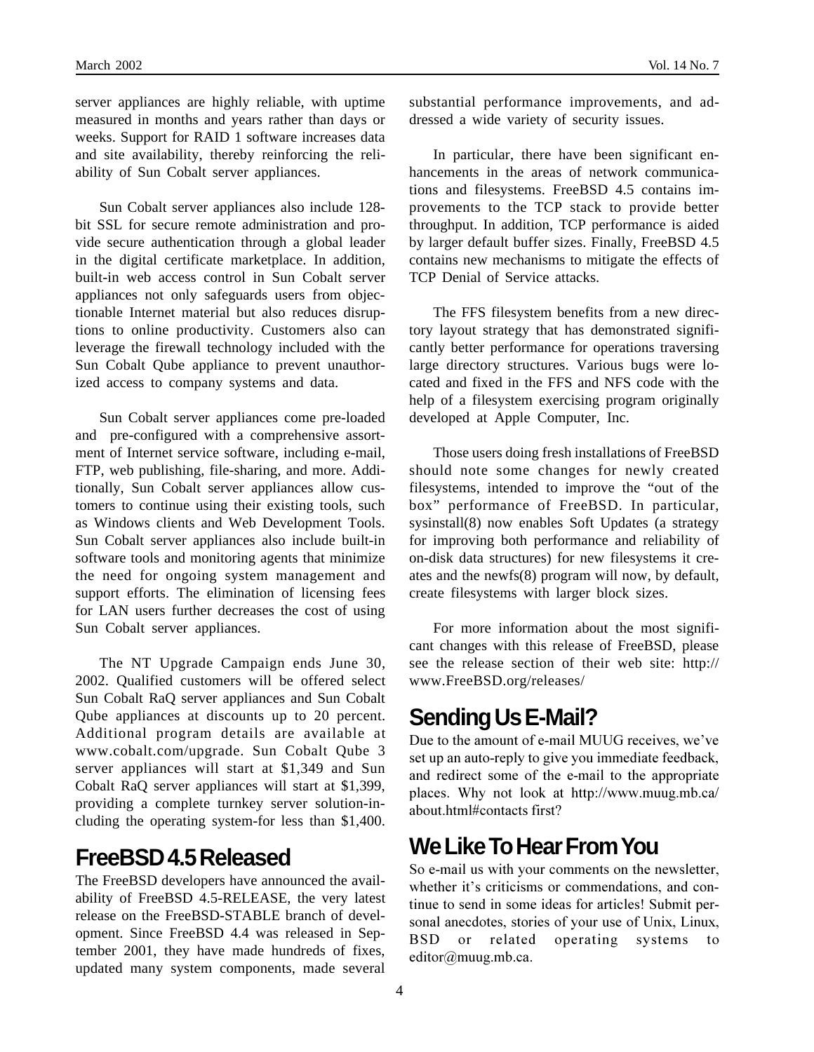server appliances are highly reliable, with uptime measured in months and years rather than days or weeks. Support for RAID 1 software increases data and site availability, thereby reinforcing the reliability of Sun Cobalt server appliances.

Sun Cobalt server appliances also include 128-bit SSL for secure remote administration and provide secure authentication through a global leader in the digital certificate marketplace. In addition, built-in web access control in Sun Cobalt server appliances not only safeguards users from objectionable Internet material but also reduces disruptions to online productivity. Customers also can leverage the firewall technology included with the Sun Cobalt Qube appliance to prevent unauthorized access to company systems and data.

Sun Cobalt server appliances come pre-loaded and pre-configured with a comprehensive assortment of Internet service software, including e-mail, FTP, web publishing, file-sharing, and more. Additionally, Sun Cobalt server appliances allow customers to continue using their existing tools, such as Windows clients and Web Development Tools. Sun Cobalt server appliances also include built-in software tools and monitoring agents that minimize the need for ongoing system management and support efforts. The elimination of licensing fees for LAN users further decreases the cost of using Sun Cobalt server appliances.

The NT Upgrade Campaign ends June 30, 2002. Qualified customers will be offered select Sun Cobalt RaQ server appliances and Sun Cobalt Qube appliances at discounts up to 20 percent. Additional program details are available at www.cobalt.com/upgrade. Sun Cobalt Qube 3 server appliances will start at $1,349 and Sun Cobalt RaQ server appliances will start at $1,399, providing a complete turnkey server solution-including the operating system-for less than $1,400.

## FreeBSD 4.5 Released

The FreeBSD developers have announced the availability of FreeBSD 4.5-RELEASE, the very latest release on the FreeBSD-STABLE branch of development. Since FreeBSD 4.4 was released in September 2001, they have made hundreds of fixes, updated many system components, made several substantial performance improvements, and addressed a wide variety of security issues.

In particular, there have been significant enhancements in the areas of network communications and filesystems. FreeBSD 4.5 contains improvements to the TCP stack to provide better throughput. In addition, TCP performance is aided by larger default buffer sizes. Finally, FreeBSD 4.5 contains new mechanisms to mitigate the effects of TCP Denial of Service attacks.

The FFS filesystem benefits from a new directory layout strategy that has demonstrated significantly better performance for operations traversing large directory structures. Various bugs were located and fixed in the FFS and NFS code with the help of a filesystem exercising program originally developed at Apple Computer, Inc.

Those users doing fresh installations of FreeBSD should note some changes for newly created filesystems, intended to improve the "out of the box" performance of FreeBSD. In particular, sysinstall(8) now enables Soft Updates (a strategy for improving both performance and reliability of on-disk data structures) for new filesystems it creates and the newfs(8) program will now, by default, create filesystems with larger block sizes.

For more information about the most significant changes with this release of FreeBSD, please see the release section of their web site: http://www.FreeBSD.org/releases/

## Sending Us E-Mail?

Due to the amount of e-mail MUUG receives, we've set up an auto-reply to give you immediate feedback, and redirect some of the e-mail to the appropriate places. Why not look at http://www.muug.mb.ca/about.html#contacts first?

## We Like To Hear From You

So e-mail us with your comments on the newsletter, whether it's criticisms or commendations, and continue to send in some ideas for articles! Submit personal anecdotes, stories of your use of Unix, Linux, BSD or related operating systems to editor@muug.mb.ca.